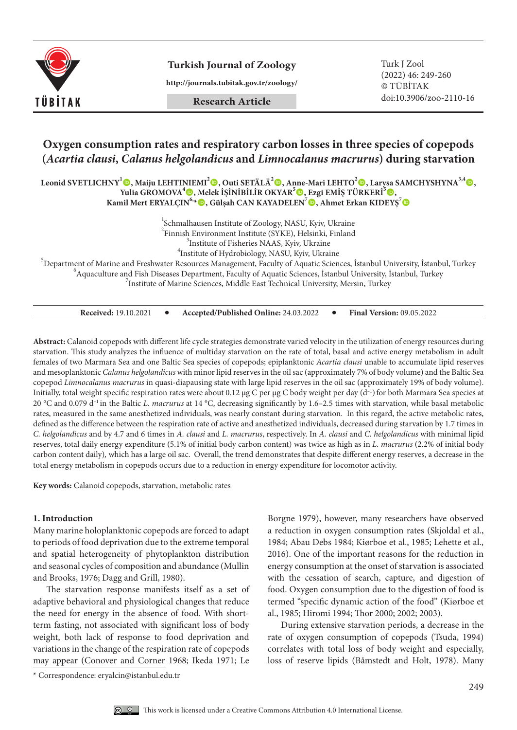# Oxygen consumption rates and respiratory carbon losses in three species of copepods (*Acartia clausi*, *Calanus helgolandicus* and *Limnocalanus macrurus*) during starvation

**Leonid SVETLICHNY[1], Maiju LEHTINIEMI[2], Outi SETÄLÄ[2], Anne-Mari LEHTO[2], Larysa SAMCHYSHYNA[3,4], Yulia GROMOVA[4], Melek İŞİNİBİLİR OKYAR[5], Ezgi EMİŞ TÜRKERİ[5], Kamil Mert ERYALÇIN[6,*], Gülşah CAN KAYADELEN[7], Ahmet Erkan KIDEYŞ[7]**

[1]Schmalhausen Institute of Zoology, NASU, Kyiv, Ukraine
[2]Finnish Environment Institute (SYKE), Helsinki, Finland
[3]Institute of Fisheries NAAS, Kyiv, Ukraine
[4]Institute of Hydrobiology, NASU, Kyiv, Ukraine
[5]Department of Marine and Freshwater Resources Management, Faculty of Aquatic Sciences, İstanbul University, İstanbul, Turkey
[6]Aquaculture and Fish Diseases Department, Faculty of Aquatic Sciences, İstanbul University, İstanbul, Turkey
[7]Institute of Marine Sciences, Middle East Technical University, Mersin, Turkey

**Received:** 19.10.2021 • **Accepted/Published Online:** 24.03.2022 • **Final Version:** 09.05.2022

**Abstract:** Calanoid copepods with different life cycle strategies demonstrate varied velocity in the utilization of energy resources during starvation. This study analyzes the influence of multiday starvation on the rate of total, basal and active energy metabolism in adult females of two Marmara Sea and one Baltic Sea species of copepods; epiplanktonic *Acartia clausi* unable to accumulate lipid reserves and mesoplanktonic *Calanus helgolandicus* with minor lipid reserves in the oil sac (approximately 7% of body volume) and the Baltic Sea copepod *Limnocalanus macrurus* in quasi-diapausing state with large lipid reserves in the oil sac (approximately 19% of body volume). Initially, total weight specific respiration rates were about 0.12 μg C per μg C body weight per day ($d^{-1}$) for both Marmara Sea species at 20 °C and 0.079 $d^{-1}$ in the Baltic *L. macrurus* at 14 °C, decreasing significantly by 1.6–2.5 times with starvation, while basal metabolic rates, measured in the same anesthetized individuals, was nearly constant during starvation. In this regard, the active metabolic rates, defined as the difference between the respiration rate of active and anesthetized individuals, decreased during starvation by 1.7 times in *C. helgolandicus* and by 4.7 and 6 times in *A. clausi* and *L. macrurus*, respectively. In *A. clausi* and *C. helgolandicus* with minimal lipid reserves, total daily energy expenditure (5.1% of initial body carbon content) was twice as high as in *L. macrurus* (2.2% of initial body carbon content daily), which has a large oil sac. Overall, the trend demonstrates that despite different energy reserves, a decrease in the total energy metabolism in copepods occurs due to a reduction in energy expenditure for locomotor activity.

**Key words:** Calanoid copepods, starvation, metabolic rates

## 1. Introduction

Many marine holoplanktonic copepods are forced to adapt to periods of food deprivation due to the extreme temporal and spatial heterogeneity of phytoplankton distribution and seasonal cycles of composition and abundance (Mullin and Brooks, 1976; Dagg and Grill, 1980).

The starvation response manifests itself as a set of adaptive behavioral and physiological changes that reduce the need for energy in the absence of food. With short-term fasting, not associated with significant loss of body weight, both lack of response to food deprivation and variations in the change of the respiration rate of copepods may appear (Conover and Corner 1968; Ikeda 1971; Le Borgne 1979), however, many researchers have observed a reduction in oxygen consumption rates (Skjoldal et al., 1984; Abau Debs 1984; Kiørboe et al., 1985; Lehette et al., 2016). One of the important reasons for the reduction in energy consumption at the onset of starvation is associated with the cessation of search, capture, and digestion of food. Oxygen consumption due to the digestion of food is termed "specific dynamic action of the food" (Kiørboe et al., 1985; Hiromi 1994; Thor 2000; 2002; 2003).

During extensive starvation periods, a decrease in the rate of oxygen consumption of copepods (Tsuda, 1994) correlates with total loss of body weight and especially, loss of reserve lipids (Båmstedt and Holt, 1978). Many

\* Correspondence: eryalcin@istanbul.edu.tr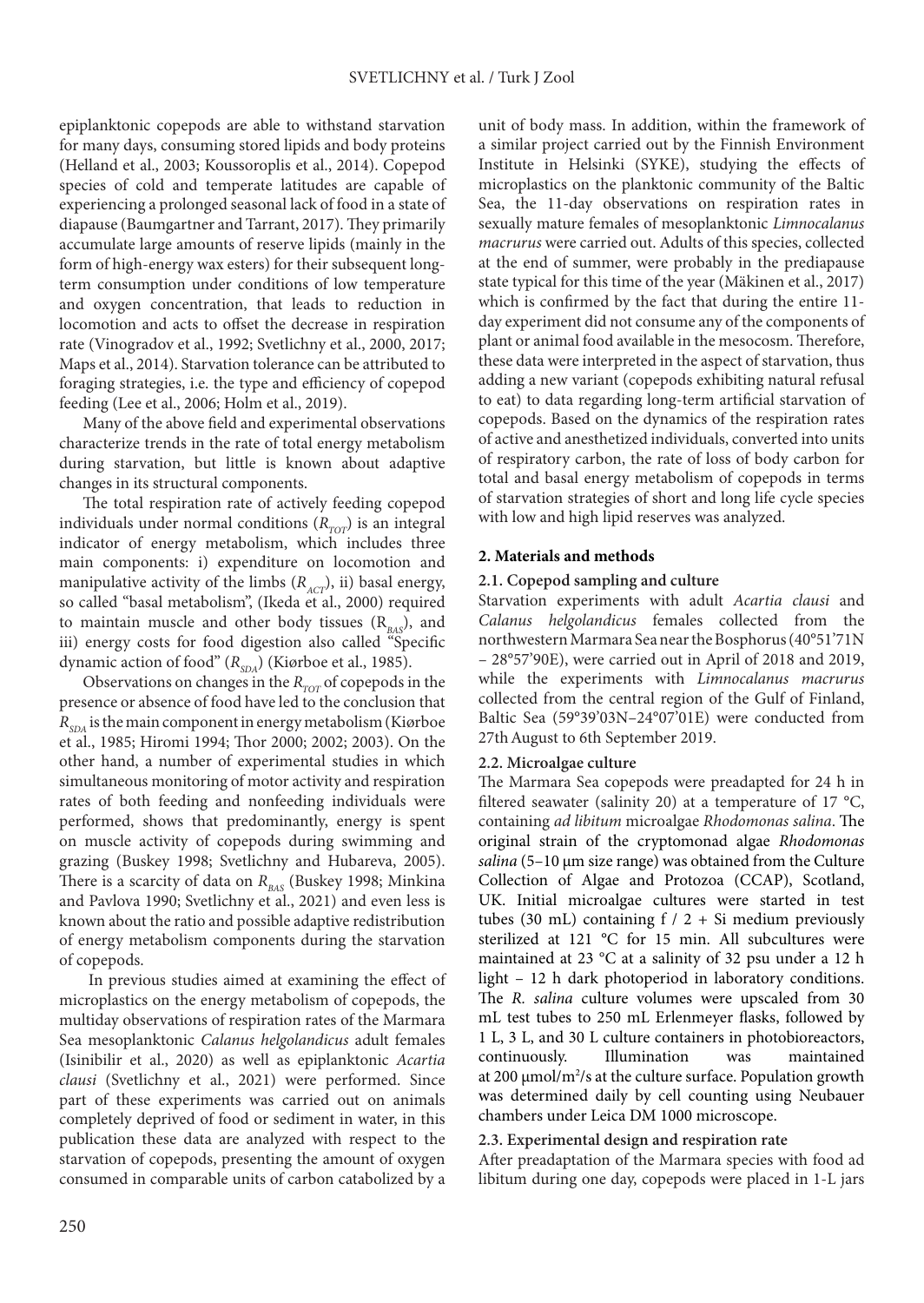epiplanktonic copepods are able to withstand starvation for many days, consuming stored lipids and body proteins (Helland et al., 2003; Koussoroplis et al., 2014). Copepod species of cold and temperate latitudes are capable of experiencing a prolonged seasonal lack of food in a state of diapause (Baumgartner and Tarrant, 2017). They primarily accumulate large amounts of reserve lipids (mainly in the form of high-energy wax esters) for their subsequent long-term consumption under conditions of low temperature and oxygen concentration, that leads to reduction in locomotion and acts to offset the decrease in respiration rate (Vinogradov et al., 1992; Svetlichny et al., 2000, 2017; Maps et al., 2014). Starvation tolerance can be attributed to foraging strategies, i.e. the type and efficiency of copepod feeding (Lee et al., 2006; Holm et al., 2019).

Many of the above field and experimental observations characterize trends in the rate of total energy metabolism during starvation, but little is known about adaptive changes in its structural components.

The total respiration rate of actively feeding copepod individuals under normal conditions ($R_{TOT}$) is an integral indicator of energy metabolism, which includes three main components: i) expenditure on locomotion and manipulative activity of the limbs ($R_{ACT}$), ii) basal energy, so called "basal metabolism", (Ikeda et al., 2000) required to maintain muscle and other body tissues ($R_{BAS}$), and iii) energy costs for food digestion also called "Specific dynamic action of food" ($R_{SDA}$) (Kiørboe et al., 1985).

Observations on changes in the $R_{TOT}$ of copepods in the presence or absence of food have led to the conclusion that $R_{SDA}$ is the main component in energy metabolism (Kiørboe et al., 1985; Hiromi 1994; Thor 2000; 2002; 2003). On the other hand, a number of experimental studies in which simultaneous monitoring of motor activity and respiration rates of both feeding and nonfeeding individuals were performed, shows that predominantly, energy is spent on muscle activity of copepods during swimming and grazing (Buskey 1998; Svetlichny and Hubareva, 2005). There is a scarcity of data on $R_{BAS}$ (Buskey 1998; Minkina and Pavlova 1990; Svetlichny et al., 2021) and even less is known about the ratio and possible adaptive redistribution of energy metabolism components during the starvation of copepods.

In previous studies aimed at examining the effect of microplastics on the energy metabolism of copepods, the multiday observations of respiration rates of the Marmara Sea mesoplanktonic *Calanus helgolandicus* adult females (Isinibilir et al., 2020) as well as epiplanktonic *Acartia clausi* (Svetlichny et al., 2021) were performed. Since part of these experiments was carried out on animals completely deprived of food or sediment in water, in this publication these data are analyzed with respect to the starvation of copepods, presenting the amount of oxygen consumed in comparable units of carbon catabolized by a unit of body mass. In addition, within the framework of a similar project carried out by the Finnish Environment Institute in Helsinki (SYKE), studying the effects of microplastics on the planktonic community of the Baltic Sea, the 11-day observations on respiration rates in sexually mature females of mesoplanktonic *Limnocalanus macrurus* were carried out. Adults of this species, collected at the end of summer, were probably in the prediapause state typical for this time of the year (Mäkinen et al., 2017) which is confirmed by the fact that during the entire 11-day experiment did not consume any of the components of plant or animal food available in the mesocosm. Therefore, these data were interpreted in the aspect of starvation, thus adding a new variant (copepods exhibiting natural refusal to eat) to data regarding long-term artificial starvation of copepods. Based on the dynamics of the respiration rates of active and anesthetized individuals, converted into units of respiratory carbon, the rate of loss of body carbon for total and basal energy metabolism of copepods in terms of starvation strategies of short and long life cycle species with low and high lipid reserves was analyzed.

## 2. Materials and methods

### 2.1. Copepod sampling and culture

Starvation experiments with adult *Acartia clausi* and *Calanus helgolandicus* females collected from the northwestern Marmara Sea near the Bosphorus (40°51'71N – 28°57'90E), were carried out in April of 2018 and 2019, while the experiments with *Limnocalanus macrurus* collected from the central region of the Gulf of Finland, Baltic Sea (59°39'03N–24°07'01E) were conducted from 27th August to 6th September 2019.

### 2.2. Microalgae culture

The Marmara Sea copepods were preadapted for 24 h in filtered seawater (salinity 20) at a temperature of 17 °C, containing *ad libitum* microalgae *Rhodomonas salina*. The original strain of the cryptomonad algae *Rhodomonas salina* (5–10 µm size range) was obtained from the Culture Collection of Algae and Protozoa (CCAP), Scotland, UK. Initial microalgae cultures were started in test tubes (30 mL) containing f / 2 + Si medium previously sterilized at 121 °C for 15 min. All subcultures were maintained at 23 °C at a salinity of 32 psu under a 12 h light – 12 h dark photoperiod in laboratory conditions. The *R. salina* culture volumes were upscaled from 30 mL test tubes to 250 mL Erlenmeyer flasks, followed by 1 L, 3 L, and 30 L culture containers in photobioreactors, continuously. Illumination was maintained at 200 µmol/m$^2$/s at the culture surface. Population growth was determined daily by cell counting using Neubauer chambers under Leica DM 1000 microscope.

### 2.3. Experimental design and respiration rate

After preadaptation of the Marmara species with food ad libitum during one day, copepods were placed in 1-L jars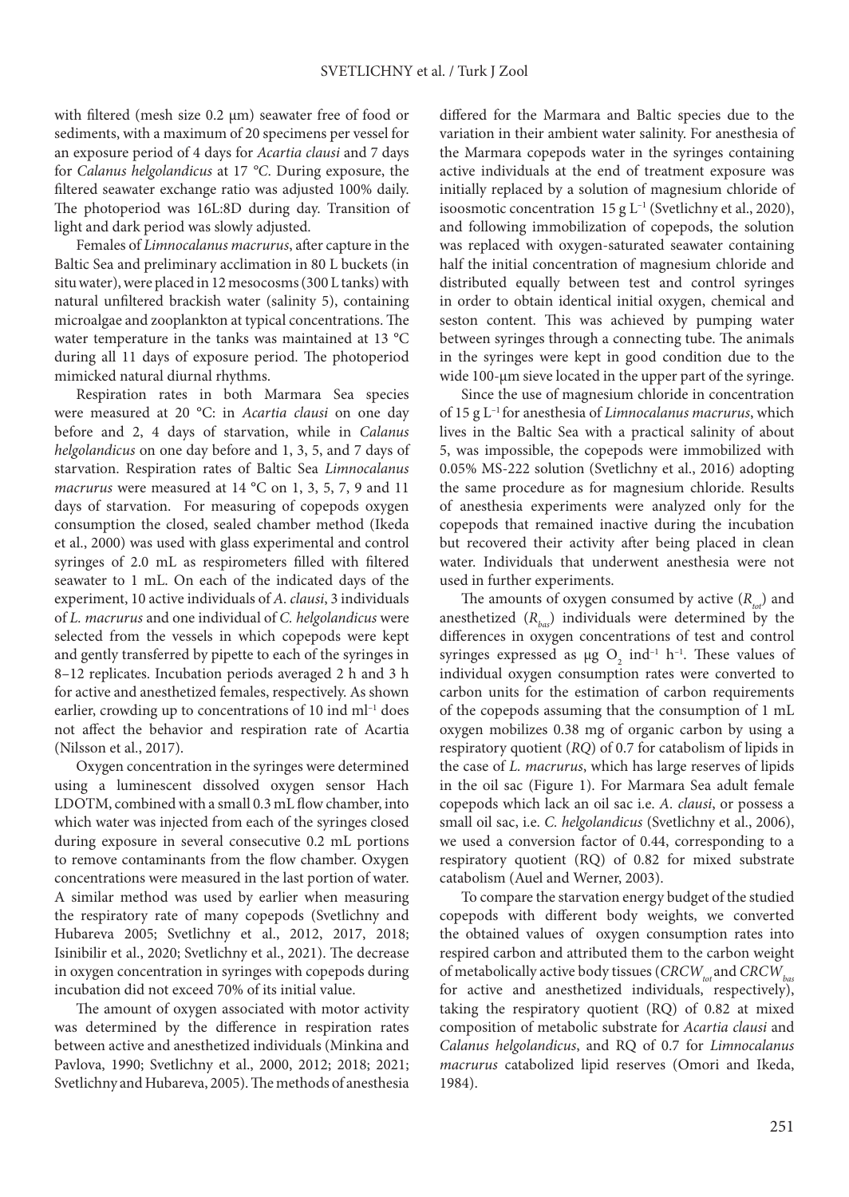with filtered (mesh size 0.2 µm) seawater free of food or sediments, with a maximum of 20 specimens per vessel for an exposure period of 4 days for *Acartia clausi* and 7 days for *Calanus helgolandicus* at 17 °C. During exposure, the filtered seawater exchange ratio was adjusted 100% daily. The photoperiod was 16L:8D during day. Transition of light and dark period was slowly adjusted.

Females of *Limnocalanus macrurus*, after capture in the Baltic Sea and preliminary acclimation in 80 L buckets (in situ water), were placed in 12 mesocosms (300 L tanks) with natural unfiltered brackish water (salinity 5), containing microalgae and zooplankton at typical concentrations. The water temperature in the tanks was maintained at 13 °C during all 11 days of exposure period. The photoperiod mimicked natural diurnal rhythms.

Respiration rates in both Marmara Sea species were measured at 20 °C: in *Acartia clausi* on one day before and 2, 4 days of starvation, while in *Calanus helgolandicus* on one day before and 1, 3, 5, and 7 days of starvation. Respiration rates of Baltic Sea *Limnocalanus macrurus* were measured at 14 °C on 1, 3, 5, 7, 9 and 11 days of starvation. For measuring of copepods oxygen consumption the closed, sealed chamber method (Ikeda et al., 2000) was used with glass experimental and control syringes of 2.0 mL as respirometers filled with filtered seawater to 1 mL. On each of the indicated days of the experiment, 10 active individuals of *A. clausi*, 3 individuals of *L. macrurus* and one individual of *C. helgolandicus* were selected from the vessels in which copepods were kept and gently transferred by pipette to each of the syringes in 8–12 replicates. Incubation periods averaged 2 h and 3 h for active and anesthetized females, respectively. As shown earlier, crowding up to concentrations of 10 ind ml$^{-1}$ does not affect the behavior and respiration rate of Acartia (Nilsson et al., 2017).

Oxygen concentration in the syringes were determined using a luminescent dissolved oxygen sensor Hach LDOTM, combined with a small 0.3 mL flow chamber, into which water was injected from each of the syringes closed during exposure in several consecutive 0.2 mL portions to remove contaminants from the flow chamber. Oxygen concentrations were measured in the last portion of water. A similar method was used by earlier when measuring the respiratory rate of many copepods (Svetlichny and Hubareva 2005; Svetlichny et al., 2012, 2017, 2018; Isinibilir et al., 2020; Svetlichny et al., 2021). The decrease in oxygen concentration in syringes with copepods during incubation did not exceed 70% of its initial value.

The amount of oxygen associated with motor activity was determined by the difference in respiration rates between active and anesthetized individuals (Minkina and Pavlova, 1990; Svetlichny et al., 2000, 2012; 2018; 2021; Svetlichny and Hubareva, 2005). The methods of anesthesia differed for the Marmara and Baltic species due to the variation in their ambient water salinity. For anesthesia of the Marmara copepods water in the syringes containing active individuals at the end of treatment exposure was initially replaced by a solution of magnesium chloride of isoosmotic concentration 15 g L$^{-1}$ (Svetlichny et al., 2020), and following immobilization of copepods, the solution was replaced with oxygen-saturated seawater containing half the initial concentration of magnesium chloride and distributed equally between test and control syringes in order to obtain identical initial oxygen, chemical and seston content. This was achieved by pumping water between syringes through a connecting tube. The animals in the syringes were kept in good condition due to the wide 100-µm sieve located in the upper part of the syringe.

Since the use of magnesium chloride in concentration of 15 g L$^{-1}$ for anesthesia of *Limnocalanus macrurus*, which lives in the Baltic Sea with a practical salinity of about 5, was impossible, the copepods were immobilized with 0.05% MS-222 solution (Svetlichny et al., 2016) adopting the same procedure as for magnesium chloride. Results of anesthesia experiments were analyzed only for the copepods that remained inactive during the incubation but recovered their activity after being placed in clean water. Individuals that underwent anesthesia were not used in further experiments.

The amounts of oxygen consumed by active ($R_{tot}$) and anesthetized ($R_{bas}$) individuals were determined by the differences in oxygen concentrations of test and control syringes expressed as µg $O_2$ ind$^{-1}$ h$^{-1}$. These values of individual oxygen consumption rates were converted to carbon units for the estimation of carbon requirements of the copepods assuming that the consumption of 1 mL oxygen mobilizes 0.38 mg of organic carbon by using a respiratory quotient (*RQ*) of 0.7 for catabolism of lipids in the case of *L. macrurus*, which has large reserves of lipids in the oil sac (Figure 1). For Marmara Sea adult female copepods which lack an oil sac i.e. *A. clausi*, or possess a small oil sac, i.e. *C. helgolandicus* (Svetlichny et al., 2006), we used a conversion factor of 0.44, corresponding to a respiratory quotient (RQ) of 0.82 for mixed substrate catabolism (Auel and Werner, 2003).

To compare the starvation energy budget of the studied copepods with different body weights, we converted the obtained values of oxygen consumption rates into respired carbon and attributed them to the carbon weight of metabolically active body tissues ($CRCW_{tot}$ and $CRCW_{bas}$ for active and anesthetized individuals, respectively), taking the respiratory quotient (RQ) of 0.82 at mixed composition of metabolic substrate for *Acartia clausi* and *Calanus helgolandicus*, and RQ of 0.7 for *Limnocalanus macrurus* catabolized lipid reserves (Omori and Ikeda, 1984).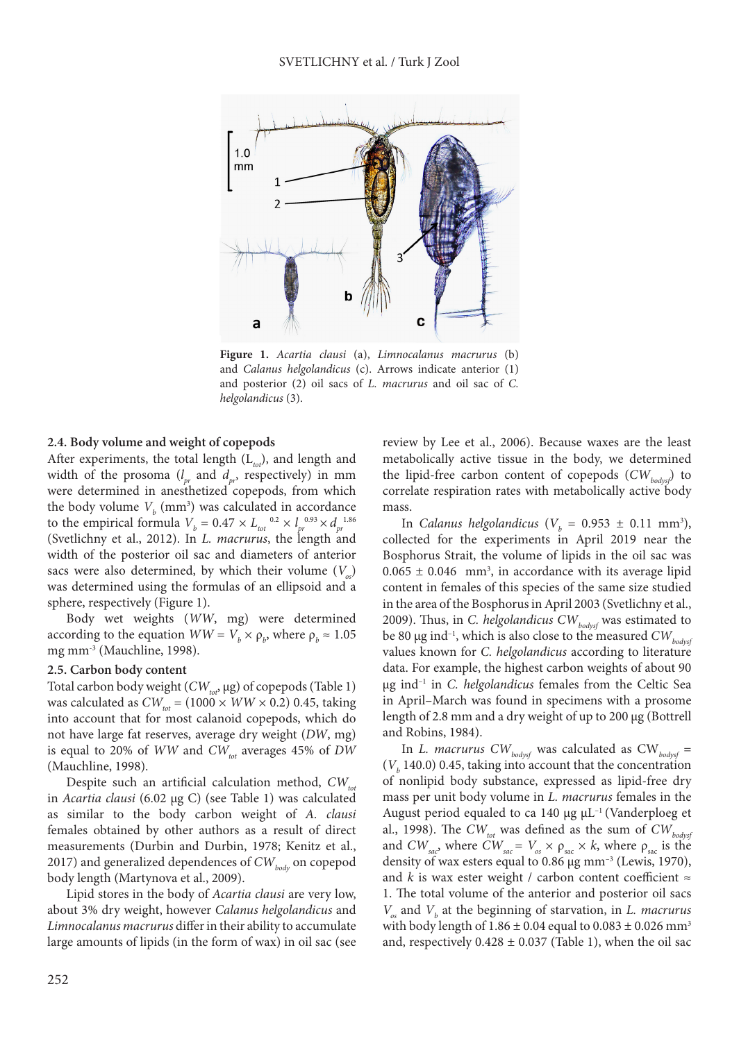**Figure 1.** *Acartia clausi* (a), *Limnocalanus macrurus* (b) and *Calanus helgolandicus* (c). Arrows indicate anterior (1) and posterior (2) oil sacs of *L. macrurus* and oil sac of *C. helgolandicus* (3).

### 2.4. Body volume and weight of copepods

After experiments, the total length ($L_{tot}$), and length and width of the prosoma ($l_{pr}$ and $d_{pr}$, respectively) in mm were determined in anesthetized copepods, from which the body volume $V_b$ (mm³) was calculated in accordance to the empirical formula $V_b = 0.47 \times L_{tot}^{\ 0.2} \times l_{pr}^{\ 0.93} \times d_{pr}^{\ 1.86}$ (Svetlichny et al., 2012). In *L. macrurus*, the length and width of the posterior oil sac and diameters of anterior sacs were also determined, by which their volume ($V_{os}$) was determined using the formulas of an ellipsoid and a sphere, respectively (Figure 1).

Body wet weights (*WW*, mg) were determined according to the equation $WW = V_b \times \rho_b$, where $\rho_b \approx 1.05$ mg mm$^{-3}$ (Mauchline, 1998).

### 2.5. Carbon body content

Total carbon body weight ($CW_{tot}$, µg) of copepods (Table 1) was calculated as $CW_{tot} = (1000 \times WW \times 0.2)\ 0.45$, taking into account that for most calanoid copepods, which do not have large fat reserves, average dry weight (*DW*, mg) is equal to 20% of *WW* and $CW_{tot}$ averages 45% of *DW* (Mauchline, 1998).

Despite such an artificial calculation method, $CW_{tot}$ in *Acartia clausi* (6.02 µg C) (see Table 1) was calculated as similar to the body carbon weight of *A. clausi* females obtained by other authors as a result of direct measurements (Durbin and Durbin, 1978; Kenitz et al., 2017) and generalized dependences of $CW_{body}$ on copepod body length (Martynova et al., 2009).

Lipid stores in the body of *Acartia clausi* are very low, about 3% dry weight, however *Calanus helgolandicus* and *Limnocalanus macrurus* differ in their ability to accumulate large amounts of lipids (in the form of wax) in oil sac (see review by Lee et al., 2006). Because waxes are the least metabolically active tissue in the body, we determined the lipid-free carbon content of copepods ($CW_{bodysf}$) to correlate respiration rates with metabolically active body mass.

In *Calanus helgolandicus* ($V_b = 0.953 \pm 0.11$ mm³), collected for the experiments in April 2019 near the Bosphorus Strait, the volume of lipids in the oil sac was $0.065 \pm 0.046$ mm³, in accordance with its average lipid content in females of this species of the same size studied in the area of the Bosphorus in April 2003 (Svetlichny et al., 2009). Thus, in *C. helgolandicus* $CW_{bodysf}$ was estimated to be 80 µg ind$^{-1}$, which is also close to the measured $CW_{bodysf}$ values known for *C. helgolandicus* according to literature data. For example, the highest carbon weights of about 90 µg ind$^{-1}$ in *C. helgolandicus* females from the Celtic Sea in April–March was found in specimens with a prosome length of 2.8 mm and a dry weight of up to 200 µg (Bottrell and Robins, 1984).

In *L. macrurus* $CW_{bodysf}$ was calculated as $CW_{bodysf} = (V_b\ 140.0)\ 0.45$, taking into account that the concentration of nonlipid body substance, expressed as lipid-free dry mass per unit body volume in *L. macrurus* females in the August period equaled to ca 140 µg µL$^{-1}$ (Vanderploeg et al., 1998). The $CW_{tot}$ was defined as the sum of $CW_{bodysf}$ and $CW_{sac}$, where $CW_{sac} = V_{os} \times \rho_{sac} \times k$, where $\rho_{sac}$ is the density of wax esters equal to 0.86 µg mm$^{-3}$ (Lewis, 1970), and $k$ is wax ester weight / carbon content coefficient ≈ 1. The total volume of the anterior and posterior oil sacs $V_{os}$ and $V_b$ at the beginning of starvation, in *L. macrurus* with body length of $1.86 \pm 0.04$ equal to $0.083 \pm 0.026$ mm³ and, respectively $0.428 \pm 0.037$ (Table 1), when the oil sac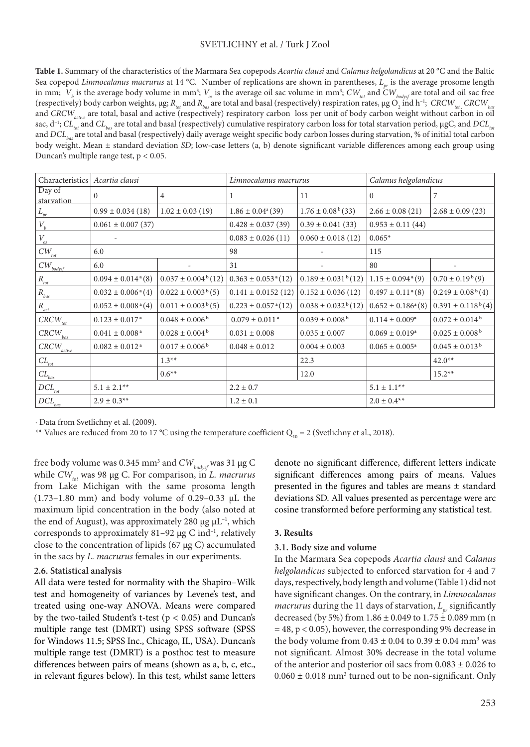**Table 1.** Summary of the characteristics of the Marmara Sea copepods *Acartia clausi* and *Calanus helgolandicus* at 20 °C and the Baltic Sea copepod *Limnocalanus macrurus* at 14 °C. Number of replications are shown in parentheses, $L_{pr}$ is the average prosome length in mm; $V_b$ is the average body volume in mm³; $V_{os}$ is the average oil sac volume in mm³; $CW_{tot}$ and $CW_{bodysf}$ are total and oil sac free (respectively) body carbon weights, μg; $R_{tot}$ and $R_{bas}$ are total and basal (respectively) respiration rates, μg $O_2$ ind h⁻¹; $CRCW_{tot}$, $CRCW_{bas}$ and $CRCW_{active}$ are total, basal and active (respectively) respiratory carbon loss per unit of body carbon weight without carbon in oil sac, d⁻¹; $CL_{tot}$ and $CL_{bas}$ are total and basal (respectively) cumulative respiratory carbon loss for total starvation period, μgC, and $DCL_{tot}$ and $DCL_{bas}$ are total and basal (respectively) daily average weight specific body carbon losses during starvation, % of initial total carbon body weight. Mean ± standard deviation *SD*; low-case letters (a, b) denote significant variable differences among each group using Duncan's multiple range test, p < 0.05.

| Characteristics | *Acartia clausi* | | *Limnocalanus macrurus* | | *Calanus helgolandicus* | |
|---|---|---|---|---|---|---|
| Day of starvation | 0 | 4 | 1 | 11 | 0 | 7 |
| $L_{pr}$ | 0.99 ± 0.034 (18) | 1.02 ± 0.03 (19) | 1.86 ± 0.04ᵃ (39) | 1.76 ± 0.08ᵇ (33) | 2.66 ± 0.08 (21) | 2.68 ± 0.09 (23) |
| $V_b$ | 0.061 ± 0.007 (37) | | 0.428 ± 0.037 (39) | 0.39 ± 0.041 (33) | 0.953 ± 0.11 (44) | |
| $V_{os}$ | - | | 0.083 ± 0.026 (11) | 0.060 ± 0.018 (12) | 0.065* | |
| $CW_{tot}$ | 6.0 | | 98 | - | 115 | |
| $CW_{bodysf}$ | 6.0 | - | 31 | - | 80 | - |
| $R_{tot}$ | 0.094 ± 0.014ᵃ (8) | 0.037 ± 0.004ᵇ (12) | 0.363 ± 0.053ᵃ (12) | 0.189 ± 0.031ᵇ (12) | 1.15 ± 0.094ᵃ (9) | 0.70 ± 0.19ᵇ (9) |
| $R_{bas}$ | 0.032 ± 0.006ᵃ (4) | 0.022 ± 0.003ᵇ (5) | 0.141 ± 0.0152 (12) | 0.152 ± 0.036 (12) | 0.497 ± 0.11ᵃ (8) | 0.249 ± 0.08ᵇ (4) |
| $R_{act}$ | 0.052 ± 0.008ᵃ (4) | 0.011 ± 0.003ᵇ (5) | 0.223 ± 0.057ᵃ (12) | 0.038 ± 0.032ᵇ (12) | 0.652 ± 0.186ᵃ (8) | 0.391 ± 0.118ᵇ (4) |
| $CRCW_{tot}$ | 0.123 ± 0.017ᵃ | 0.048 ± 0.006ᵇ | 0.079 ± 0.011ᵃ | 0.039 ± 0.008ᵇ | 0.114 ± 0.009ᵃ | 0.072 ± 0.014ᵇ |
| $CRCW_{bas}$ | 0.041 ± 0.008ᵃ | 0.028 ± 0.004ᵇ | 0.031 ± 0.008 | 0.035 ± 0.007 | 0.069 ± 0.019ᵃ | 0.025 ± 0.008ᵇ |
| $CRCW_{active}$ | 0.082 ± 0.012ᵃ | 0.017 ± 0.006ᵇ | 0.048 ± 0.012 | 0.004 ± 0.003 | 0.065 ± 0.005ᵃ | 0.045 ± 0.013ᵇ |
| $CL_{tot}$ | | 1.3** | | 22.3 | | 42.0** |
| $CL_{bas}$ | | 0.6** | | 12.0 | | 15.2** |
| $DCL_{tot}$ | 5.1 ± 2.1** | | 2.2 ± 0.7 | | 5.1 ± 1.1** | |
| $DCL_{bas}$ | 2.9 ± 0.3** | | 1.2 ± 0.1 | | 2.0 ± 0.4** | |

· Data from Svetlichny et al. (2009).

** Values are reduced from 20 to 17 °C using the temperature coefficient $Q_{10}$ = 2 (Svetlichny et al., 2018).

free body volume was 0.345 mm³ and $CW_{bodysf}$ was 31 μg C while $CW_{tot}$ was 98 μg C. For comparison, in *L. macrurus* from Lake Michigan with the same prosoma length (1.73–1.80 mm) and body volume of 0.29–0.33 μL the maximum lipid concentration in the body (also noted at the end of August), was approximately 280 μg μL⁻¹, which corresponds to approximately 81–92 μg C ind⁻¹, relatively close to the concentration of lipids (67 μg C) accumulated in the sacs by *L. macrurus* females in our experiments.

### 2.6. Statistical analysis

All data were tested for normality with the Shapiro–Wilk test and homogeneity of variances by Levene's test, and treated using one-way ANOVA. Means were compared by the two-tailed Student's t-test (p < 0.05) and Duncan's multiple range test (DMRT) using SPSS software (SPSS for Windows 11.5; SPSS Inc., Chicago, IL, USA). Duncan's multiple range test (DMRT) is a posthoc test to measure differences between pairs of means (shown as a, b, c, etc., in relevant figures below). In this test, whilst same letters denote no significant difference, different letters indicate significant differences among pairs of means. Values presented in the figures and tables are means ± standard deviations SD. All values presented as percentage were arc cosine transformed before performing any statistical test.

## 3. Results

### 3.1. Body size and volume

In the Marmara Sea copepods *Acartia clausi* and *Calanus helgolandicus* subjected to enforced starvation for 4 and 7 days, respectively, body length and volume (Table 1) did not have significant changes. On the contrary, in *Limnocalanus macrurus* during the 11 days of starvation, $L_{pr}$ significantly decreased (by 5%) from 1.86 ± 0.049 to 1.75 ± 0.089 mm (n = 48, p < 0.05), however, the corresponding 9% decrease in the body volume from 0.43 ± 0.04 to 0.39 ± 0.04 mm³ was not significant. Almost 30% decrease in the total volume of the anterior and posterior oil sacs from 0.083 ± 0.026 to 0.060 ± 0.018 mm³ turned out to be non-significant. Only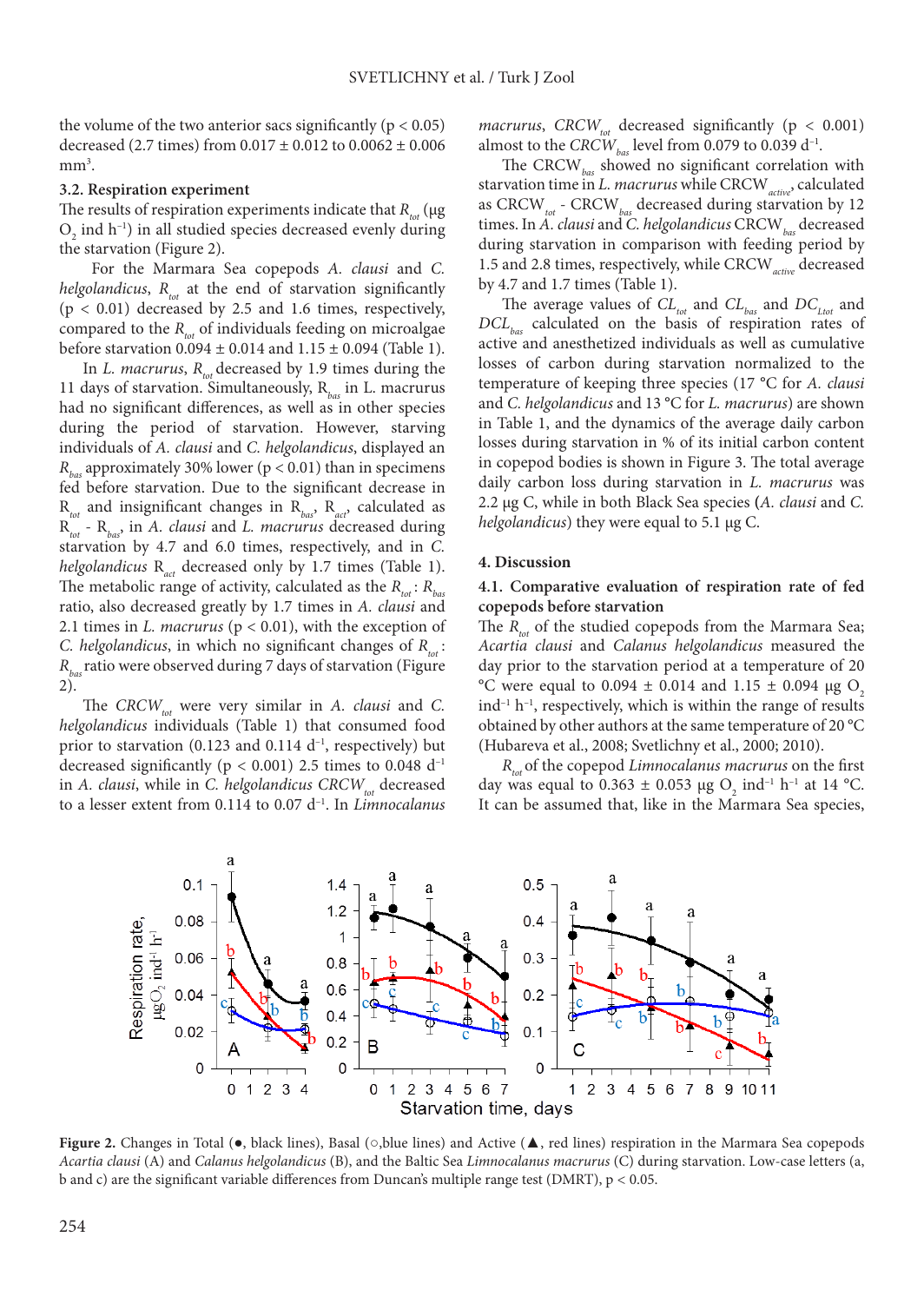the volume of the two anterior sacs significantly ($p < 0.05$) decreased (2.7 times) from 0.017 ± 0.012 to 0.0062 ± 0.006 $mm^3$.

### 3.2. Respiration experiment

The results of respiration experiments indicate that $R_{tot}$ (μg $O_2$ ind $h^{-1}$) in all studied species decreased evenly during the starvation (Figure 2).

For the Marmara Sea copepods *A. clausi* and *C. helgolandicus*, $R_{tot}$ at the end of starvation significantly ($p < 0.01$) decreased by 2.5 and 1.6 times, respectively, compared to the $R_{tot}$ of individuals feeding on microalgae before starvation 0.094 ± 0.014 and 1.15 ± 0.094 (Table 1).

In *L. macrurus*, $R_{tot}$ decreased by 1.9 times during the 11 days of starvation. Simultaneously, $R_{bas}$ in L. macrurus had no significant differences, as well as in other species during the period of starvation. However, starving individuals of *A. clausi* and *C. helgolandicus*, displayed an $R_{bas}$ approximately 30% lower ($p < 0.01$) than in specimens fed before starvation. Due to the significant decrease in $R_{tot}$ and insignificant changes in $R_{bas}$, $R_{act}$, calculated as $R_{tot}$ - $R_{bas}$, in *A. clausi* and *L. macrurus* decreased during starvation by 4.7 and 6.0 times, respectively, and in *C. helgolandicus* $R_{act}$ decreased only by 1.7 times (Table 1). The metabolic range of activity, calculated as the $R_{tot}$ : $R_{bas}$ ratio, also decreased greatly by 1.7 times in *A. clausi* and 2.1 times in *L. macrurus* ($p < 0.01$), with the exception of *C. helgolandicus*, in which no significant changes of $R_{tot}$ : $R_{bas}$ ratio were observed during 7 days of starvation (Figure 2).

The $CRCW_{tot}$ were very similar in *A. clausi* and *C. helgolandicus* individuals (Table 1) that consumed food prior to starvation (0.123 and 0.114 $d^{-1}$, respectively) but decreased significantly ($p < 0.001$) 2.5 times to 0.048 $d^{-1}$ in *A. clausi*, while in *C. helgolandicus* $CRCW_{tot}$ decreased to a lesser extent from 0.114 to 0.07 $d^{-1}$. In *Limnocalanus macrurus*, $CRCW_{tot}$ decreased significantly ($p < 0.001$) almost to the $CRCW_{bas}$ level from 0.079 to 0.039 $d^{-1}$.

The $CRCW_{bas}$ showed no significant correlation with starvation time in *L. macrurus* while $CRCW_{active}$, calculated as $CRCW_{tot}$ - $CRCW_{bas}$ decreased during starvation by 12 times. In *A. clausi* and *C. helgolandicus* $CRCW_{bas}$ decreased during starvation in comparison with feeding period by 1.5 and 2.8 times, respectively, while $CRCW_{active}$ decreased by 4.7 and 1.7 times (Table 1).

The average values of $CL_{tot}$ and $CL_{bas}$ and $DC_{Ltot}$ and $DCL_{bas}$ calculated on the basis of respiration rates of active and anesthetized individuals as well as cumulative losses of carbon during starvation normalized to the temperature of keeping three species (17 °C for *A. clausi* and *C. helgolandicus* and 13 °C for *L. macrurus*) are shown in Table 1, and the dynamics of the average daily carbon losses during starvation in % of its initial carbon content in copepod bodies is shown in Figure 3. The total average daily carbon loss during starvation in *L. macrurus* was 2.2 μg C, while in both Black Sea species (*A. clausi* and *C. helgolandicus*) they were equal to 5.1 μg C.

## 4. Discussion

### 4.1. Comparative evaluation of respiration rate of fed copepods before starvation

The $R_{tot}$ of the studied copepods from the Marmara Sea; *Acartia clausi* and *Calanus helgolandicus* measured the day prior to the starvation period at a temperature of 20 °C were equal to 0.094 ± 0.014 and 1.15 ± 0.094 μg $O_2$ $ind^{-1}$ $h^{-1}$, respectively, which is within the range of results obtained by other authors at the same temperature of 20 °C (Hubareva et al., 2008; Svetlichny et al., 2000; 2010).

$R_{tot}$ of the copepod *Limnocalanus macrurus* on the first day was equal to 0.363 ± 0.053 μg $O_2$ $ind^{-1}$ $h^{-1}$ at 14 °C. It can be assumed that, like in the Marmara Sea species,

**Figure 2.** Changes in Total (●, black lines), Basal (○,blue lines) and Active (▲, red lines) respiration in the Marmara Sea copepods *Acartia clausi* (A) and *Calanus helgolandicus* (B), and the Baltic Sea *Limnocalanus macrurus* (C) during starvation. Low-case letters (a, b and c) are the significant variable differences from Duncan's multiple range test (DMRT), $p < 0.05$.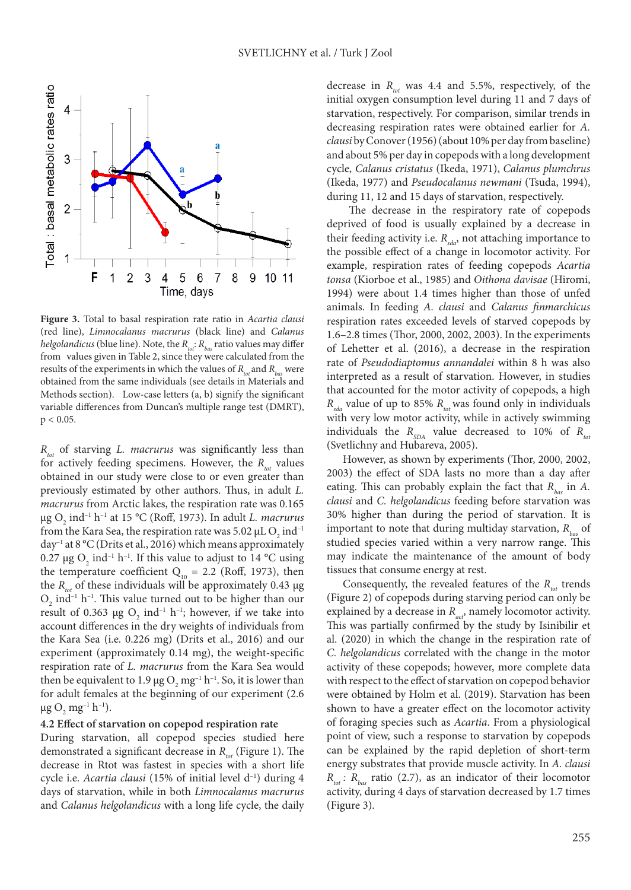**Figure 3.** Total to basal respiration rate ratio in *Acartia clausi* (red line), *Limnocalanus macrurus* (black line) and *Calanus helgolandicus* (blue line). Note, the $R_{tot}$: $R_{bas}$ ratio values may differ from values given in Table 2, since they were calculated from the results of the experiments in which the values of $R_{tot}$ and $R_{bas}$ were obtained from the same individuals (see details in Materials and Methods section). Low-case letters (a, b) signify the significant variable differences from Duncan's multiple range test (DMRT), p < 0.05.

$R_{tot}$ of starving *L. macrurus* was significantly less than for actively feeding specimens. However, the $R_{tot}$ values obtained in our study were close to or even greater than previously estimated by other authors. Thus, in adult *L. macrurus* from Arctic lakes, the respiration rate was 0.165 µg $O_2$ ind$^{-1}$ h$^{-1}$ at 15 °C (Roff, 1973). In adult *L. macrurus* from the Kara Sea, the respiration rate was 5.02 µL $O_2$ ind$^{-1}$ day$^{-1}$ at 8 °C (Drits et al., 2016) which means approximately 0.27 µg $O_2$ ind$^{-1}$ h$^{-1}$. If this value to adjust to 14 °C using the temperature coefficient $Q_{10}$ = 2.2 (Roff, 1973), then the $R_{tot}$ of these individuals will be approximately 0.43 µg $O_2$ ind$^{-1}$ h$^{-1}$. This value turned out to be higher than our result of 0.363 µg $O_2$ ind$^{-1}$ h$^{-1}$; however, if we take into account differences in the dry weights of individuals from the Kara Sea (i.e. 0.226 mg) (Drits et al., 2016) and our experiment (approximately 0.14 mg), the weight-specific respiration rate of *L. macrurus* from the Kara Sea would then be equivalent to 1.9 µg $O_2$ mg$^{-1}$ h$^{-1}$. So, it is lower than for adult females at the beginning of our experiment (2.6 µg $O_2$ mg$^{-1}$ h$^{-1}$).

### 4.2 Effect of starvation on copepod respiration rate

During starvation, all copepod species studied here demonstrated a significant decrease in $R_{tot}$ (Figure 1). The decrease in Rtot was fastest in species with a short life cycle i.e. *Acartia clausi* (15% of initial level d$^{-1}$) during 4 days of starvation, while in both *Limnocalanus macrurus* and *Calanus helgolandicus* with a long life cycle, the daily decrease in $R_{tot}$ was 4.4 and 5.5%, respectively, of the initial oxygen consumption level during 11 and 7 days of starvation, respectively. For comparison, similar trends in decreasing respiration rates were obtained earlier for *A. clausi* by Conover (1956) (about 10% per day from baseline) and about 5% per day in copepods with a long development cycle, *Calanus cristatus* (Ikeda, 1971), *Calanus plumchrus* (Ikeda, 1977) and *Pseudocalanus newmani* (Tsuda, 1994), during 11, 12 and 15 days of starvation, respectively.

The decrease in the respiratory rate of copepods deprived of food is usually explained by a decrease in their feeding activity i.e. $R_{sda}$, not attaching importance to the possible effect of a change in locomotor activity. For example, respiration rates of feeding copepods *Acartia tonsa* (Kiorboe et al., 1985) and *Oithona davisae* (Hiromi, 1994) were about 1.4 times higher than those of unfed animals. In feeding *A. clausi* and *Calanus finmarchicus* respiration rates exceeded levels of starved copepods by 1.6–2.8 times (Thor, 2000, 2002, 2003). In the experiments of Lehetter et al. (2016), a decrease in the respiration rate of *Pseudodiaptomus annandalei* within 8 h was also interpreted as a result of starvation. However, in studies that accounted for the motor activity of copepods, a high $R_{sda}$ value of up to 85% $R_{tot}$ was found only in individuals with very low motor activity, while in actively swimming individuals the $R_{SDA}$ value decreased to 10% of $R_{tot}$ (Svetlichny and Hubareva, 2005).

However, as shown by experiments (Thor, 2000, 2002, 2003) the effect of SDA lasts no more than a day after eating. This can probably explain the fact that $R_{bas}$ in *A. clausi* and *C. helgolandicus* feeding before starvation was 30% higher than during the period of starvation. It is important to note that during multiday starvation, $R_{bas}$ of studied species varied within a very narrow range. This may indicate the maintenance of the amount of body tissues that consume energy at rest.

Consequently, the revealed features of the $R_{tot}$ trends (Figure 2) of copepods during starving period can only be explained by a decrease in $R_{act}$, namely locomotor activity. This was partially confirmed by the study by Isinibilir et al. (2020) in which the change in the respiration rate of *C. helgolandicus* correlated with the change in the motor activity of these copepods; however, more complete data with respect to the effect of starvation on copepod behavior were obtained by Holm et al. (2019). Starvation has been shown to have a greater effect on the locomotor activity of foraging species such as *Acartia*. From a physiological point of view, such a response to starvation by copepods can be explained by the rapid depletion of short-term energy substrates that provide muscle activity. In *A. clausi* $R_{tot}$ : $R_{bas}$ ratio (2.7), as an indicator of their locomotor activity, during 4 days of starvation decreased by 1.7 times (Figure 3).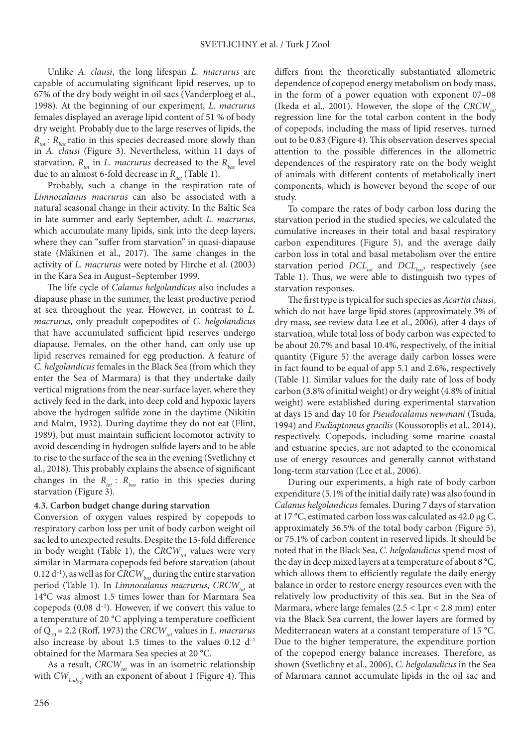Unlike *A. clausi*, the long lifespan *L. macrurus* are capable of accumulating significant lipid reserves, up to 67% of the dry body weight in oil sacs (Vanderploeg et al., 1998). At the beginning of our experiment, *L. macrurus* females displayed an average lipid content of 51 % of body dry weight. Probably due to the large reserves of lipids, the $R_{tot}$ : $R_{bas}$ ratio in this species decreased more slowly than in *A. clausi* (Figure 3). Nevertheless, within 11 days of starvation, $R_{tot}$ in *L. macrurus* decreased to the $R_{bas}$ level due to an almost 6-fold decrease in $R_{act}$ (Table 1).

Probably, such a change in the respiration rate of *Limnocalanus macrurus* can also be associated with a natural seasonal change in their activity. In the Baltic Sea in late summer and early September, adult *L. macrurus*, which accumulate many lipids, sink into the deep layers, where they can "suffer from starvation" in quasi-diapause state (Mäkinen et al., 2017). The same changes in the activity of *L. macrurus* were noted by Hirche et al. (2003) in the Kara Sea in August–September 1999.

The life cycle of *Calanus helgolandicus* also includes a diapause phase in the summer, the least productive period at sea throughout the year. However, in contrast to *L. macrurus*, only preadult copepodites of *C. helgolandicus* that have accumulated sufficient lipid reserves undergo diapause. Females, on the other hand, can only use up lipid reserves remained for egg production. A feature of *C. helgolandicus* females in the Black Sea (from which they enter the Sea of Marmara) is that they undertake daily vertical migrations from the near-surface layer, where they actively feed in the dark, into deep cold and hypoxic layers above the hydrogen sulfide zone in the daytime (Nikitin and Malm, 1932). During daytime they do not eat (Flint, 1989), but must maintain sufficient locomotor activity to avoid descending in hydrogen sulfide layers and to be able to rise to the surface of the sea in the evening (Svetlichny et al., 2018). This probably explains the absence of significant changes in the $R_{tot}$ : $R_{bas}$ ratio in this species during starvation (Figure 3).

### 4.3. Carbon budget change during starvation

Conversion of oxygen values respired by copepods to respiratory carbon loss per unit of body carbon weight oil sac led to unexpected results. Despite the 15-fold difference in body weight (Table 1), the $CRCW_{tot}$ values were very similar in Marmara copepods fed before starvation (about 0.12 $d^{-1}$), as well as for $CRCW_{bas}$ during the entire starvation period (Table 1). In *Limnocalanus macrurus*, $CRCW_{tot}$ at 14°C was almost 1.5 times lower than for Marmara Sea copepods (0.08 $d^{-1}$). However, if we convert this value to a temperature of 20 °C applying a temperature coefficient of $Q_{10}$ = 2.2 (Roff, 1973) the $CRCW_{tot}$ values in *L. macrurus* also increase by about 1.5 times to the values 0.12 $d^{-1}$ obtained for the Marmara Sea species at 20 °C.

As a result, $CRCW_{tot}$ was in an isometric relationship with $CW_{bodysf}$ with an exponent of about 1 (Figure 4). This differs from the theoretically substantiated allometric dependence of copepod energy metabolism on body mass, in the form of a power equation with exponent 07–08 (Ikeda et al., 2001). However, the slope of the $CRCW_{tot}$ regression line for the total carbon content in the body of copepods, including the mass of lipid reserves, turned out to be 0.83 (Figure 4). This observation deserves special attention to the possible differences in the allometric dependences of the respiratory rate on the body weight of animals with different contents of metabolically inert components, which is however beyond the scope of our study.

To compare the rates of body carbon loss during the starvation period in the studied species, we calculated the cumulative increases in their total and basal respiratory carbon expenditures (Figure 5), and the average daily carbon loss in total and basal metabolism over the entire starvation period $DCL_{tot}$ and $DCL_{bas}$, respectively (see Table 1). Thus, we were able to distinguish two types of starvation responses.

The first type is typical for such species as *Acartia clausi*, which do not have large lipid stores (approximately 3% of dry mass, see review data Lee et al., 2006), after 4 days of starvation, while total loss of body carbon was expected to be about 20.7% and basal 10.4%, respectively, of the initial quantity (Figure 5) the average daily carbon losses were in fact found to be equal of app 5.1 and 2.6%, respectively (Table 1). Similar values for the daily rate of loss of body carbon (3.8% of initial weight) or dry weight (4.8% of initial weight) were established during experimental starvation at days 15 and day 10 for *Pseudocalanus newmani* (Tsuda, 1994) and *Eudiaptomus gracilis* (Koussoroplis et al., 2014), respectively. Copepods, including some marine coastal and estuarine species, are not adapted to the economical use of energy resources and generally cannot withstand long-term starvation (Lee et al., 2006).

During our experiments, a high rate of body carbon expenditure (5.1% of the initial daily rate) was also found in *Calanus helgolandicus* females. During 7 days of starvation at 17 °C, estimated carbon loss was calculated as 42.0 µg C, approximately 36.5% of the total body carbon (Figure 5), or 75.1% of carbon content in reserved lipids. It should be noted that in the Black Sea, *C. helgolandicus* spend most of the day in deep mixed layers at a temperature of about 8 °C, which allows them to efficiently regulate the daily energy balance in order to restore energy resources even with the relatively low productivity of this sea. But in the Sea of Marmara, where large females (2.5 < Lpr < 2.8 mm) enter via the Black Sea current, the lower layers are formed by Mediterranean waters at a constant temperature of 15 °C. Due to the higher temperature, the expenditure portion of the copepod energy balance increases. Therefore, as shown (Svetlichny et al., 2006), *C. helgolandicus* in the Sea of Marmara cannot accumulate lipids in the oil sac and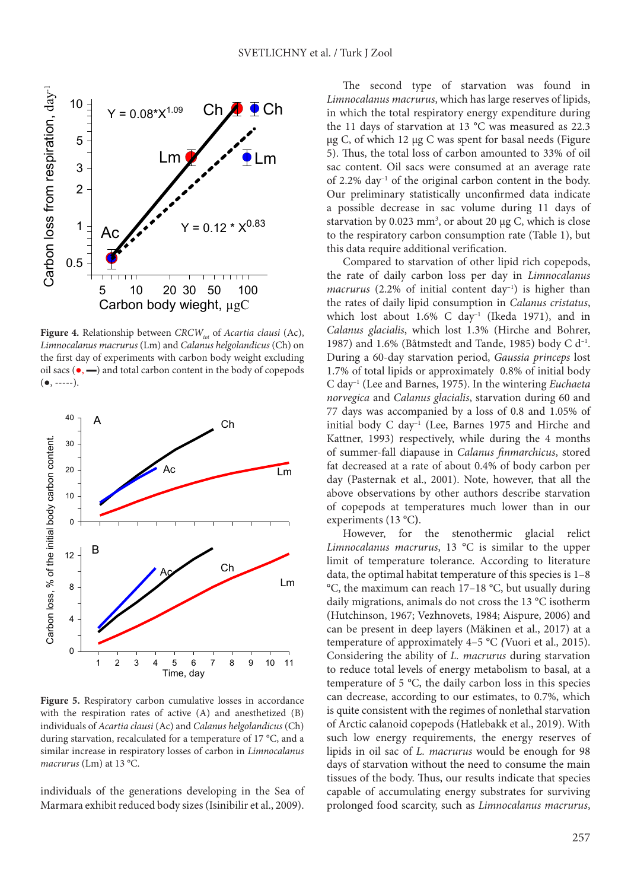**Figure 4.** Relationship between $CRCW_{tot}$ of *Acartia clausi* (Ac), *Limnocalanus macrurus* (Lm) and *Calanus helgolandicus* (Ch) on the first day of experiments with carbon body weight excluding oil sacs (●, ▬) and total carbon content in the body of copepods (●, -----).

**Figure 5.** Respiratory carbon cumulative losses in accordance with the respiration rates of active (A) and anesthetized (B) individuals of *Acartia clausi* (Ac) and *Calanus helgolandicus* (Ch) during starvation, recalculated for a temperature of 17 °C, and a similar increase in respiratory losses of carbon in *Limnocalanus macrurus* (Lm) at 13 °C.

individuals of the generations developing in the Sea of Marmara exhibit reduced body sizes (Isinibilir et al., 2009).

The second type of starvation was found in *Limnocalanus macrurus*, which has large reserves of lipids, in which the total respiratory energy expenditure during the 11 days of starvation at 13 °C was measured as 22.3 µg C, of which 12 µg C was spent for basal needs (Figure 5). Thus, the total loss of carbon amounted to 33% of oil sac content. Oil sacs were consumed at an average rate of 2.2% day$^{-1}$ of the original carbon content in the body. Our preliminary statistically unconfirmed data indicate a possible decrease in sac volume during 11 days of starvation by 0.023 mm$^3$, or about 20 µg C, which is close to the respiratory carbon consumption rate (Table 1), but this data require additional verification.

Compared to starvation of other lipid rich copepods, the rate of daily carbon loss per day in *Limnocalanus macrurus* (2.2% of initial content day$^{-1}$) is higher than the rates of daily lipid consumption in *Calanus cristatus*, which lost about 1.6% C day$^{-1}$ (Ikeda 1971), and in *Calanus glacialis*, which lost 1.3% (Hirche and Bohrer, 1987) and 1.6% (Båtmstedt and Tande, 1985) body C d$^{-1}$. During a 60-day starvation period, *Gaussia princeps* lost 1.7% of total lipids or approximately 0.8% of initial body C day$^{-1}$ (Lee and Barnes, 1975). In the wintering *Euchaeta norvegica* and *Calanus glacialis*, starvation during 60 and 77 days was accompanied by a loss of 0.8 and 1.05% of initial body C day$^{-1}$ (Lee, Barnes 1975 and Hirche and Kattner, 1993) respectively, while during the 4 months of summer-fall diapause in *Calanus finmarchicus*, stored fat decreased at a rate of about 0.4% of body carbon per day (Pasternak et al., 2001). Note, however, that all the above observations by other authors describe starvation of copepods at temperatures much lower than in our experiments (13 °C).

However, for the stenothermic glacial relict *Limnocalanus macrurus*, 13 °C is similar to the upper limit of temperature tolerance. According to literature data, the optimal habitat temperature of this species is 1–8 °C, the maximum can reach 17–18 °C, but usually during daily migrations, animals do not cross the 13 °C isotherm (Hutchinson, 1967; Vezhnovets, 1984; Aispure, 2006) and can be present in deep layers (Mäkinen et al., 2017) at a temperature of approximately 4–5 °C (Vuori et al., 2015). Considering the ability of *L. macrurus* during starvation to reduce total levels of energy metabolism to basal, at a temperature of 5 °C, the daily carbon loss in this species can decrease, according to our estimates, to 0.7%, which is quite consistent with the regimes of nonlethal starvation of Arctic calanoid copepods (Hatlebakk et al., 2019). With such low energy requirements, the energy reserves of lipids in oil sac of *L. macrurus* would be enough for 98 days of starvation without the need to consume the main tissues of the body. Thus, our results indicate that species capable of accumulating energy substrates for surviving prolonged food scarcity, such as *Limnocalanus macrurus*,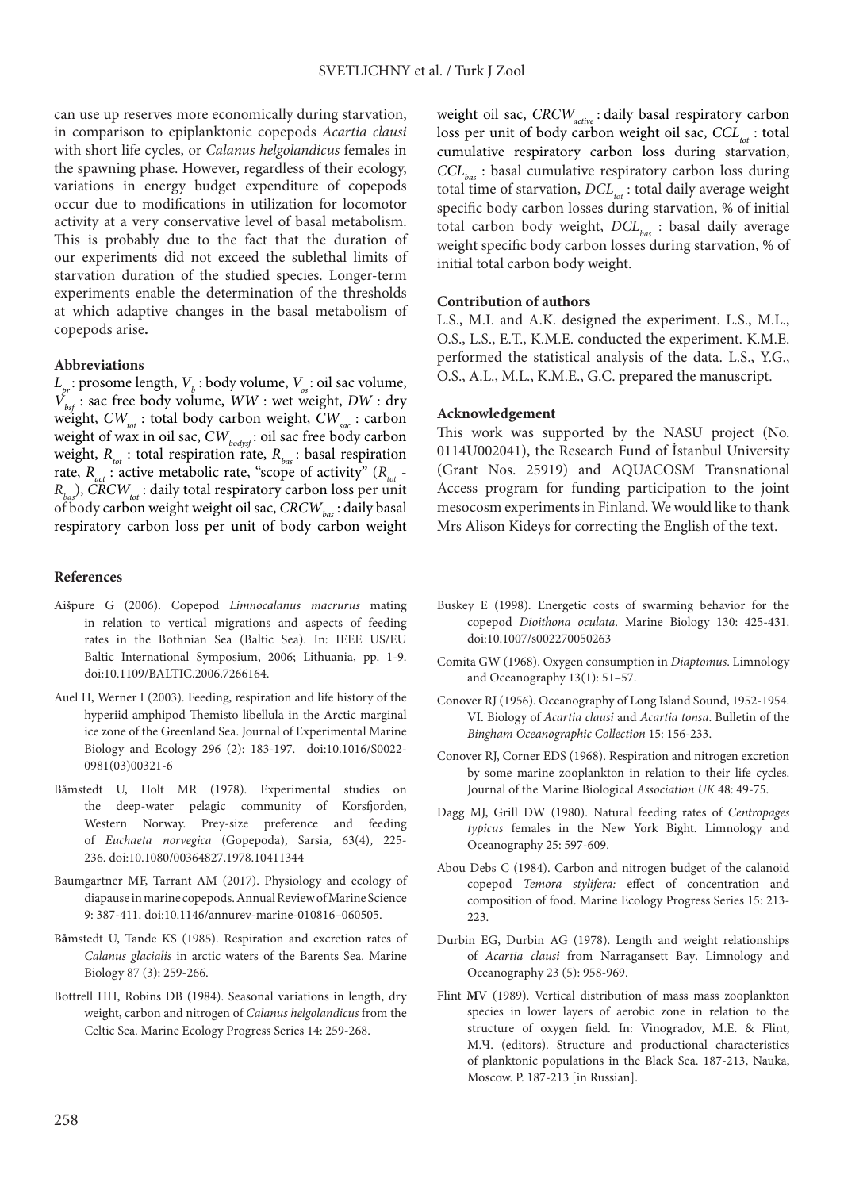can use up reserves more economically during starvation, in comparison to epiplanktonic copepods *Acartia clausi* with short life cycles, or *Calanus helgolandicus* females in the spawning phase. However, regardless of their ecology, variations in energy budget expenditure of copepods occur due to modifications in utilization for locomotor activity at a very conservative level of basal metabolism. This is probably due to the fact that the duration of our experiments did not exceed the sublethal limits of starvation duration of the studied species. Longer-term experiments enable the determination of the thresholds at which adaptive changes in the basal metabolism of copepods arise**.**

**Abbreviations**

$L_{pr}$ : prosome length, $V_b$ : body volume, $V_{os}$ : oil sac volume, $V_{bsf}$ : sac free body volume, *WW* : wet weight, *DW* : dry weight, $CW_{tot}$ : total body carbon weight, $CW_{sac}$ : carbon weight of wax in oil sac, $CW_{bodysf}$ : oil sac free body carbon weight, $R_{tot}$ : total respiration rate, $R_{bas}$ : basal respiration rate, $R_{act}$ : active metabolic rate, "scope of activity" ($R_{tot}$ - $R_{bas}$), $CRCW_{tot}$ : daily total respiratory carbon loss per unit of body carbon weight weight oil sac, $CRCW_{bas}$ : daily basal respiratory carbon loss per unit of body carbon weight weight oil sac, $CRCW_{active}$ : daily basal respiratory carbon loss per unit of body carbon weight oil sac, $CCL_{tot}$ : total cumulative respiratory carbon loss during starvation, $CCL_{bas}$ : basal cumulative respiratory carbon loss during total time of starvation, $DCL_{tot}$ : total daily average weight specific body carbon losses during starvation, % of initial total carbon body weight, $DCL_{bas}$ : basal daily average weight specific body carbon losses during starvation, % of initial total carbon body weight.

**Contribution of authors**

L.S., M.I. and A.K. designed the experiment. L.S., M.L., O.S., L.S., E.T., K.M.E. conducted the experiment. K.M.E. performed the statistical analysis of the data. L.S., Y.G., O.S., A.L., M.L., K.M.E., G.C. prepared the manuscript.

**Acknowledgement**

This work was supported by the NASU project (No. 0114U002041), the Research Fund of İstanbul University (Grant Nos. 25919) and AQUACOSM Transnational Access program for funding participation to the joint mesocosm experiments in Finland. We would like to thank Mrs Alison Kideys for correcting the English of the text.

**References**

Aišpure G (2006). Copepod *Limnocalanus macrurus* mating in relation to vertical migrations and aspects of feeding rates in the Bothnian Sea (Baltic Sea). In: IEEE US/EU Baltic International Symposium, 2006; Lithuania, pp. 1-9. doi:10.1109/BALTIC.2006.7266164.

Auel H, Werner I (2003). Feeding, respiration and life history of the hyperiid amphipod Themisto libellula in the Arctic marginal ice zone of the Greenland Sea. Journal of Experimental Marine Biology and Ecology 296 (2): 183-197. doi:10.1016/S0022-0981(03)00321-6

Båmstedt U, Holt MR (1978). Experimental studies on the deep-water pelagic community of Korsfjorden, Western Norway. Prey-size preference and feeding of *Euchaeta norvegica* (Gopepoda), Sarsia, 63(4), 225-236. doi:10.1080/00364827.1978.10411344

Baumgartner MF, Tarrant AM (2017). Physiology and ecology of diapause in marine copepods. Annual Review of Marine Science 9: 387-411. doi:10.1146/annurev-marine-010816–060505.

Båmstedt U, Tande KS (1985). Respiration and excretion rates of *Calanus glacialis* in arctic waters of the Barents Sea. Marine Biology 87 (3): 259-266.

Bottrell HH, Robins DB (1984). Seasonal variations in length, dry weight, carbon and nitrogen of *Calanus helgolandicus* from the Celtic Sea. Marine Ecology Progress Series 14: 259-268.

Buskey E (1998). Energetic costs of swarming behavior for the copepod *Dioithona oculata*. Marine Biology 130: 425-431. doi:10.1007/s002270050263

Comita GW (1968). Oxygen consumption in *Diaptomus*. Limnology and Oceanography 13(1): 51–57.

Conover RJ (1956). Oceanography of Long Island Sound, 1952-1954. VI. Biology of *Acartia clausi* and *Acartia tonsa*. Bulletin of the *Bingham Oceanographic Collection* 15: 156-233.

Conover RJ, Corner EDS (1968). Respiration and nitrogen excretion by some marine zooplankton in relation to their life cycles. Journal of the Marine Biological *Association UK* 48: 49-75.

Dagg MJ, Grill DW (1980). Natural feeding rates of *Centropages typicus* females in the New York Bight. Limnology and Oceanography 25: 597-609.

Abou Debs C (1984). Carbon and nitrogen budget of the calanoid copepod *Temora stylifera:* effect of concentration and composition of food. Marine Ecology Progress Series 15: 213-223.

Durbin EG, Durbin AG (1978). Length and weight relationships of *Acartia clausi* from Narragansett Bay. Limnology and Oceanography 23 (5): 958-969.

Flint **M**V (1989). Vertical distribution of mass mass zooplankton species in lower layers of aerobic zone in relation to the structure of oxygen field. In: Vinogradov, M.E. & Flint, M.Ч. (editors). Structure and productional characteristics of planktonic populations in the Black Sea. 187-213, Nauka, Moscow. P. 187-213 [in Russian].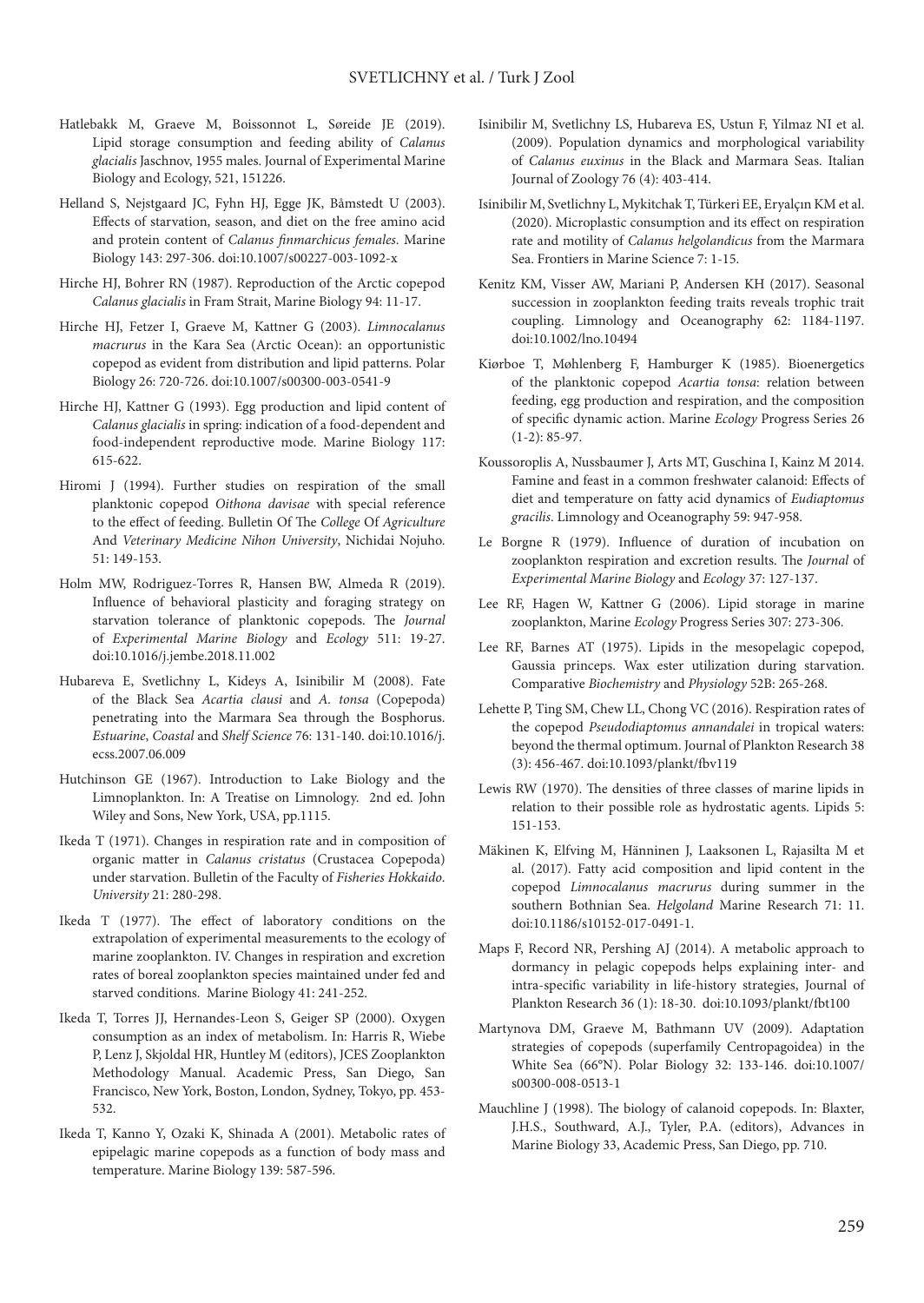Hatlebakk M, Graeve M, Boissonnot L, Søreide JE (2019). Lipid storage consumption and feeding ability of *Calanus glacialis* Jaschnov, 1955 males. Journal of Experimental Marine Biology and Ecology, 521, 151226.

Helland S, Nejstgaard JC, Fyhn HJ, Egge JK, Båmstedt U (2003). Effects of starvation, season, and diet on the free amino acid and protein content of *Calanus finmarchicus females*. Marine Biology 143: 297-306. doi:10.1007/s00227-003-1092-x

Hirche HJ, Bohrer RN (1987). Reproduction of the Arctic copepod *Calanus glacialis* in Fram Strait, Marine Biology 94: 11-17.

Hirche HJ, Fetzer I, Graeve M, Kattner G (2003). *Limnocalanus macrurus* in the Kara Sea (Arctic Ocean): an opportunistic copepod as evident from distribution and lipid patterns. Polar Biology 26: 720-726. doi:10.1007/s00300-003-0541-9

Hirche HJ, Kattner G (1993). Egg production and lipid content of *Calanus glacialis* in spring: indication of a food-dependent and food-independent reproductive mode. Marine Biology 117: 615-622.

Hiromi J (1994). Further studies on respiration of the small planktonic copepod *Oithona davisae* with special reference to the effect of feeding. Bulletin Of The *College* Of *Agriculture* And *Veterinary Medicine Nihon University*, Nichidai Nojuho. 51: 149-153.

Holm MW, Rodriguez-Torres R, Hansen BW, Almeda R (2019). Influence of behavioral plasticity and foraging strategy on starvation tolerance of planktonic copepods. The *Journal* of *Experimental Marine Biology* and *Ecology* 511: 19-27. doi:10.1016/j.jembe.2018.11.002

Hubareva E, Svetlichny L, Kideys A, Isinibilir M (2008). Fate of the Black Sea *Acartia clausi* and *A. tonsa* (Copepoda) penetrating into the Marmara Sea through the Bosphorus. *Estuarine*, *Coastal* and *Shelf Science* 76: 131-140. doi:10.1016/j.ecss.2007.06.009

Hutchinson GE (1967). Introduction to Lake Biology and the Limnoplankton. In: A Treatise on Limnology. 2nd ed. John Wiley and Sons, New York, USA, pp.1115.

Ikeda T (1971). Changes in respiration rate and in composition of organic matter in *Calanus cristatus* (Crustacea Copepoda) under starvation. Bulletin of the Faculty of *Fisheries Hokkaido*. *University* 21: 280-298.

Ikeda T (1977). The effect of laboratory conditions on the extrapolation of experimental measurements to the ecology of marine zooplankton. IV. Changes in respiration and excretion rates of boreal zooplankton species maintained under fed and starved conditions. Marine Biology 41: 241-252.

Ikeda T, Torres JJ, Hernandes-Leon S, Geiger SP (2000). Oxygen consumption as an index of metabolism. In: Harris R, Wiebe P, Lenz J, Skjoldal HR, Huntley M (editors), JCES Zooplankton Methodology Manual. Academic Press, San Diego, San Francisco, New York, Boston, London, Sydney, Tokyo, pp. 453-532.

Ikeda T, Kanno Y, Ozaki K, Shinada A (2001). Metabolic rates of epipelagic marine copepods as a function of body mass and temperature. Marine Biology 139: 587-596.

Isinibilir M, Svetlichny LS, Hubareva ES, Ustun F, Yilmaz NI et al. (2009). Population dynamics and morphological variability of *Calanus euxinus* in the Black and Marmara Seas. Italian Journal of Zoology 76 (4): 403-414.

Isinibilir M, Svetlichny L, Mykitchak T, Türkeri EE, Eryalçın KM et al. (2020). Microplastic consumption and its effect on respiration rate and motility of *Calanus helgolandicus* from the Marmara Sea. Frontiers in Marine Science 7: 1-15.

Kenitz KM, Visser AW, Mariani P, Andersen KH (2017). Seasonal succession in zooplankton feeding traits reveals trophic trait coupling. Limnology and Oceanography 62: 1184-1197. doi:10.1002/lno.10494

Kiørboe T, Møhlenberg F, Hamburger K (1985). Bioenergetics of the planktonic copepod *Acartia tonsa*: relation between feeding, egg production and respiration, and the composition of specific dynamic action. Marine *Ecology* Progress Series 26 (1-2): 85-97.

Koussoroplis A, Nussbaumer J, Arts MT, Guschina I, Kainz M 2014. Famine and feast in a common freshwater calanoid: Effects of diet and temperature on fatty acid dynamics of *Eudiaptomus gracilis*. Limnology and Oceanography 59: 947-958.

Le Borgne R (1979). Influence of duration of incubation on zooplankton respiration and excretion results. The *Journal* of *Experimental Marine Biology* and *Ecology* 37: 127-137.

Lee RF, Hagen W, Kattner G (2006). Lipid storage in marine zooplankton, Marine *Ecology* Progress Series 307: 273-306.

Lee RF, Barnes AT (1975). Lipids in the mesopelagic copepod, Gaussia princeps. Wax ester utilization during starvation. Comparative *Biochemistry* and *Physiology* 52B: 265-268.

Lehette P, Ting SM, Chew LL, Chong VC (2016). Respiration rates of the copepod *Pseudodiaptomus annandalei* in tropical waters: beyond the thermal optimum. Journal of Plankton Research 38 (3): 456-467. doi:10.1093/plankt/fbv119

Lewis RW (1970). The densities of three classes of marine lipids in relation to their possible role as hydrostatic agents. Lipids 5: 151-153.

Mäkinen K, Elfving M, Hänninen J, Laaksonen L, Rajasilta M et al. (2017). Fatty acid composition and lipid content in the copepod *Limnocalanus macrurus* during summer in the southern Bothnian Sea. *Helgoland* Marine Research 71: 11. doi:10.1186/s10152-017-0491-1.

Maps F, Record NR, Pershing AJ (2014). A metabolic approach to dormancy in pelagic copepods helps explaining inter- and intra-specific variability in life-history strategies, Journal of Plankton Research 36 (1): 18-30. doi:10.1093/plankt/fbt100

Martynova DM, Graeve M, Bathmann UV (2009). Adaptation strategies of copepods (superfamily Centropagoidea) in the White Sea (66°N). Polar Biology 32: 133-146. doi:10.1007/s00300-008-0513-1

Mauchline J (1998). The biology of calanoid copepods. In: Blaxter, J.H.S., Southward, A.J., Tyler, P.A. (editors), Advances in Marine Biology 33, Academic Press, San Diego, pp. 710.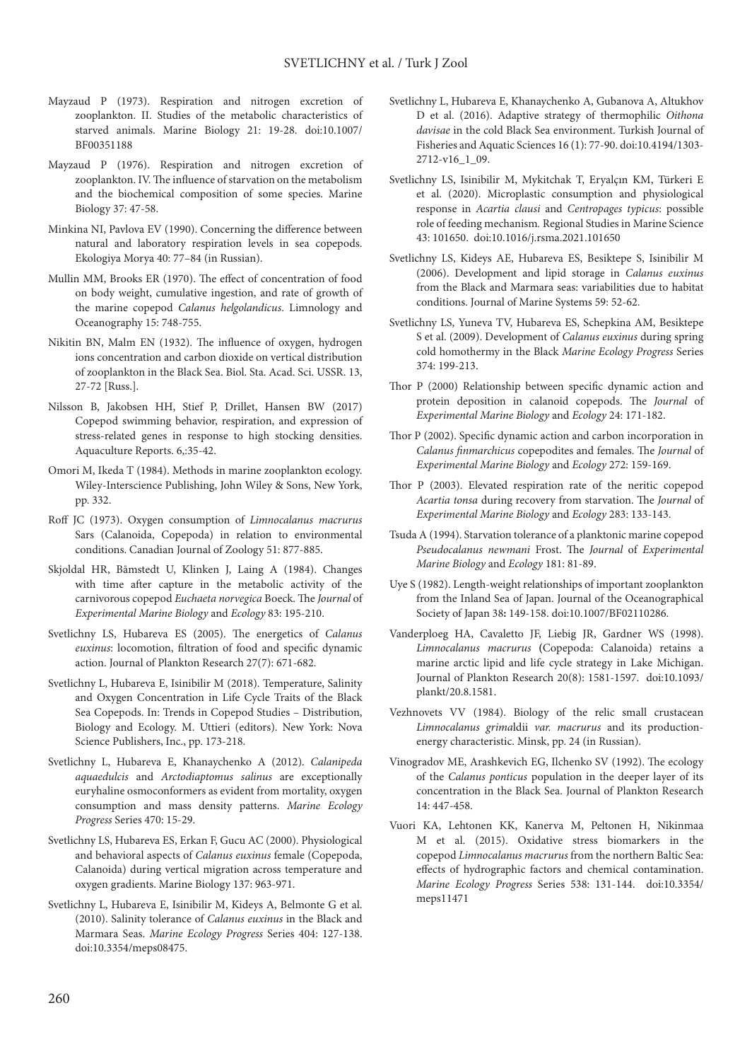Mayzaud P (1973). Respiration and nitrogen excretion of zooplankton. II. Studies of the metabolic characteristics of starved animals. Marine Biology 21: 19-28. doi:10.1007/BF00351188

Mayzaud P (1976). Respiration and nitrogen excretion of zooplankton. IV. The influence of starvation on the metabolism and the biochemical composition of some species. Marine Biology 37: 47-58.

Minkina NI, Pavlova EV (1990). Concerning the difference between natural and laboratory respiration levels in sea copepods. Ekologiya Morya 40: 77–84 (in Russian).

Mullin MM, Brooks ER (1970). The effect of concentration of food on body weight, cumulative ingestion, and rate of growth of the marine copepod *Calanus helgolandicus*. Limnology and Oceanography 15: 748-755.

Nikitin BN, Malm EN (1932). The influence of oxygen, hydrogen ions concentration and carbon dioxide on vertical distribution of zooplankton in the Black Sea. Biol. Sta. Acad. Sci. USSR. 13, 27-72 [Russ.].

Nilsson B, Jakobsen HH, Stief P, Drillet, Hansen BW (2017) Copepod swimming behavior, respiration, and expression of stress-related genes in response to high stocking densities. Aquaculture Reports. 6,:35-42.

Omori M, Ikeda T (1984). Methods in marine zooplankton ecology. Wiley-Interscience Publishing, John Wiley & Sons, New York, pp. 332.

Roff JC (1973). Oxygen consumption of *Limnocalanus macrurus* Sars (Calanoida, Copepoda) in relation to environmental conditions. Canadian Journal of Zoology 51: 877-885.

Skjoldal HR, Båmstedt U, Klinken J, Laing A (1984). Changes with time after capture in the metabolic activity of the carnivorous copepod *Euchaeta norvegica* Boeck. The *Journal* of *Experimental Marine Biology* and *Ecology* 83: 195-210.

Svetlichny LS, Hubareva ES (2005). The energetics of *Calanus euxinus*: locomotion, filtration of food and specific dynamic action. Journal of Plankton Research 27(7): 671-682.

Svetlichny L, Hubareva E, Isinibilir M (2018). Temperature, Salinity and Oxygen Concentration in Life Cycle Traits of the Black Sea Copepods. In: Trends in Copepod Studies – Distribution, Biology and Ecology. M. Uttieri (editors). New York: Nova Science Publishers, Inc., pp. 173-218.

Svetlichny L, Hubareva E, Khanaychenko A (2012). *Calanipeda aquaedulcis* and *Arctodiaptomus salinus* are exceptionally euryhaline osmoconformers as evident from mortality, oxygen consumption and mass density patterns. *Marine Ecology Progress* Series 470: 15-29.

Svetlichny LS, Hubareva ES, Erkan F, Gucu AC (2000). Physiological and behavioral aspects of *Calanus euxinus* female (Copepoda, Calanoida) during vertical migration across temperature and oxygen gradients. Marine Biology 137: 963-971.

Svetlichny L, Hubareva E, Isinibilir M, Kideys A, Belmonte G et al. (2010). Salinity tolerance of *Calanus euxinus* in the Black and Marmara Seas. *Marine Ecology Progress* Series 404: 127-138. doi:10.3354/meps08475.

Svetlichny L, Hubareva E, Khanaychenko A, Gubanova A, Altukhov D et al. (2016). Adaptive strategy of thermophilic *Oithona davisae* in the cold Black Sea environment. Turkish Journal of Fisheries and Aquatic Sciences 16 (1): 77-90. doi:10.4194/1303-2712-v16_1_09.

Svetlichny LS, Isinibilir M, Mykitchak T, Eryalçın KM, Türkeri E et al. (2020). Microplastic consumption and physiological response in *Acartia clausi* and *Centropages typicus*: possible role of feeding mechanism. Regional Studies in Marine Science 43: 101650. doi:10.1016/j.rsma.2021.101650

Svetlichny LS, Kideys AE, Hubareva ES, Besiktepe S, Isinibilir M (2006). Development and lipid storage in *Calanus euxinus* from the Black and Marmara seas: variabilities due to habitat conditions. Journal of Marine Systems 59: 52-62.

Svetlichny LS, Yuneva TV, Hubareva ES, Schepkina AM, Besiktepe S et al. (2009). Development of *Calanus euxinus* during spring cold homothermy in the Black *Marine Ecology Progress* Series 374: 199-213.

Thor P (2000) Relationship between specific dynamic action and protein deposition in calanoid copepods. The *Journal* of *Experimental Marine Biology* and *Ecology* 24: 171-182.

Thor P (2002). Specific dynamic action and carbon incorporation in *Calanus finmarchicus* copepodites and females. The *Journal* of *Experimental Marine Biology* and *Ecology* 272: 159-169.

Thor P (2003). Elevated respiration rate of the neritic copepod *Acartia tonsa* during recovery from starvation. The *Journal* of *Experimental Marine Biology* and *Ecology* 283: 133-143.

Tsuda A (1994). Starvation tolerance of a planktonic marine copepod *Pseudocalanus newmani* Frost. The *Journal* of *Experimental Marine Biology* and *Ecology* 181: 81-89.

Uye S (1982). Length-weight relationships of important zooplankton from the Inland Sea of Japan. Journal of the Oceanographical Society of Japan 38**:** 149-158. doi:10.1007/BF02110286.

Vanderploeg HA, Cavaletto JF, Liebig JR, Gardner WS (1998). *Limnocalanus macrurus* **(**Copepoda: Calanoida) retains a marine arctic lipid and life cycle strategy in Lake Michigan. Journal of Plankton Research 20(8): 1581-1597. doi:10.1093/plankt/20.8.1581.

Vezhnovets VV (1984). Biology of the relic small crustacean *Limnocalanus grima*ldii *var. macrurus* and its production-energy characteristic. Minsk, pp. 24 (in Russian).

Vinogradov ME, Arashkevich EG, Ilchenko SV (1992). The ecology of the *Calanus ponticus* population in the deeper layer of its concentration in the Black Sea. Journal of Plankton Research 14: 447-458.

Vuori KA, Lehtonen KK, Kanerva M, Peltonen H, Nikinmaa M et al. (2015). Oxidative stress biomarkers in the copepod *Limnocalanus macrurus* from the northern Baltic Sea: effects of hydrographic factors and chemical contamination. *Marine Ecology Progress* Series 538: 131-144. doi:10.3354/meps11471